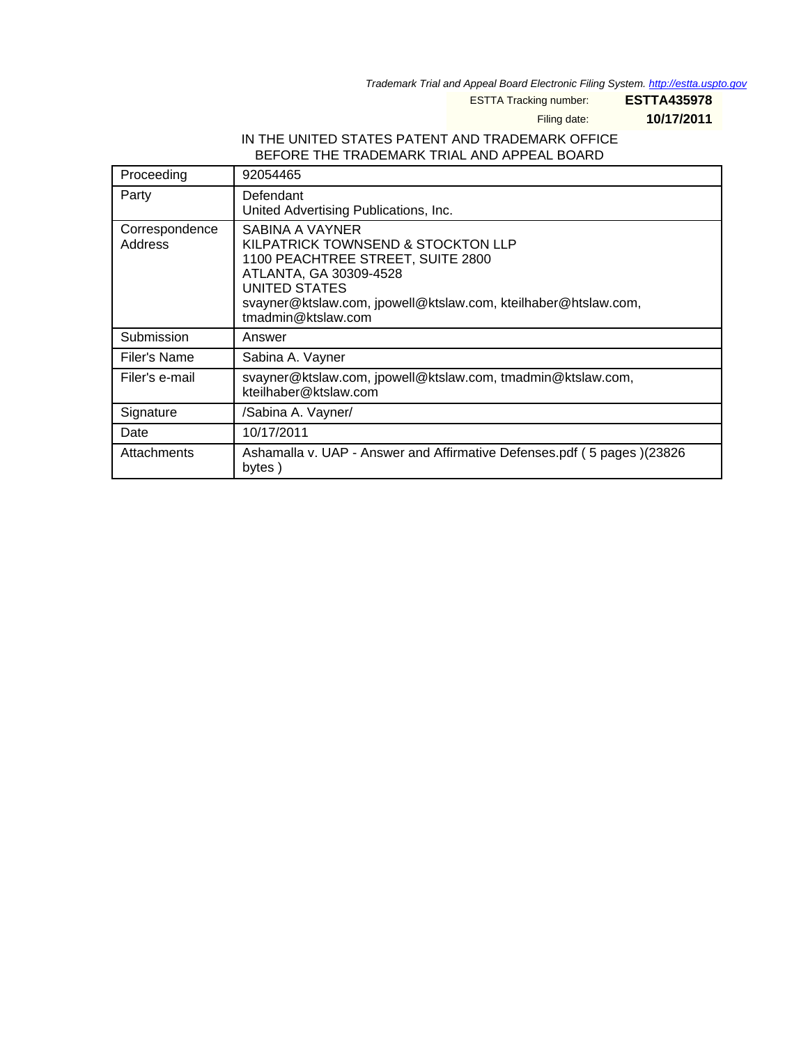*Trademark Trial and Appeal Board Electronic Filing System. http://estta.uspto.gov*

ESTTA Tracking number: **ESTTA435978**

Filing date: **10/17/2011**

IN THE UNITED STATES PATENT AND TRADEMARK OFFICE
BEFORE THE TRADEMARK TRIAL AND APPEAL BOARD

| Proceeding | 92054465 |
|---|---|
| Party | Defendant<br>United Advertising Publications, Inc. |
| Correspondence Address | SABINA A VAYNER<br>KILPATRICK TOWNSEND & STOCKTON LLP<br>1100 PEACHTREE STREET, SUITE 2800<br>ATLANTA, GA 30309-4528<br>UNITED STATES<br>svayner@ktslaw.com, jpowell@ktslaw.com, kteilhaber@htslaw.com, tmadmin@ktslaw.com |
| Submission | Answer |
| Filer's Name | Sabina A. Vayner |
| Filer's e-mail | svayner@ktslaw.com, jpowell@ktslaw.com, tmadmin@ktslaw.com, kteilhaber@ktslaw.com |
| Signature | /Sabina A. Vayner/ |
| Date | 10/17/2011 |
| Attachments | Ashamalla v. UAP - Answer and Affirmative Defenses.pdf ( 5 pages )(23826 bytes ) |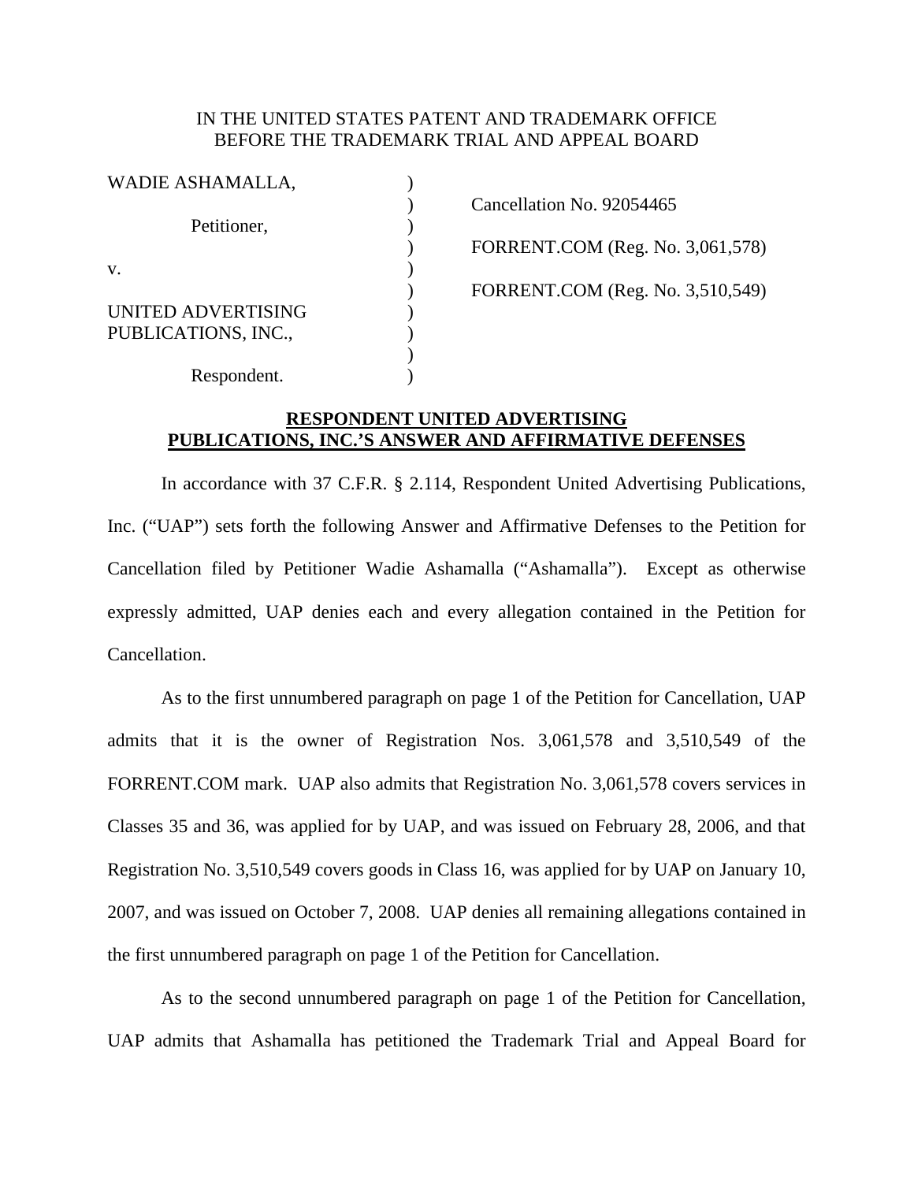IN THE UNITED STATES PATENT AND TRADEMARK OFFICE
BEFORE THE TRADEMARK TRIAL AND APPEAL BOARD

| | | |
|---|---|---|
| WADIE ASHAMALLA, | ) | |
| | ) | Cancellation No. 92054465 |
| Petitioner, | ) | |
| | ) | FORRENT.COM (Reg. No. 3,061,578) |
| v. | ) | |
| | ) | FORRENT.COM (Reg. No. 3,510,549) |
| UNITED ADVERTISING | ) | |
| PUBLICATIONS, INC., | ) | |
| | ) | |
| Respondent. | ) | |

**RESPONDENT UNITED ADVERTISING PUBLICATIONS, INC.'S ANSWER AND AFFIRMATIVE DEFENSES**

In accordance with 37 C.F.R. § 2.114, Respondent United Advertising Publications, Inc. ("UAP") sets forth the following Answer and Affirmative Defenses to the Petition for Cancellation filed by Petitioner Wadie Ashamalla ("Ashamalla"). Except as otherwise expressly admitted, UAP denies each and every allegation contained in the Petition for Cancellation.

As to the first unnumbered paragraph on page 1 of the Petition for Cancellation, UAP admits that it is the owner of Registration Nos. 3,061,578 and 3,510,549 of the FORRENT.COM mark. UAP also admits that Registration No. 3,061,578 covers services in Classes 35 and 36, was applied for by UAP, and was issued on February 28, 2006, and that Registration No. 3,510,549 covers goods in Class 16, was applied for by UAP on January 10, 2007, and was issued on October 7, 2008. UAP denies all remaining allegations contained in the first unnumbered paragraph on page 1 of the Petition for Cancellation.

As to the second unnumbered paragraph on page 1 of the Petition for Cancellation, UAP admits that Ashamalla has petitioned the Trademark Trial and Appeal Board for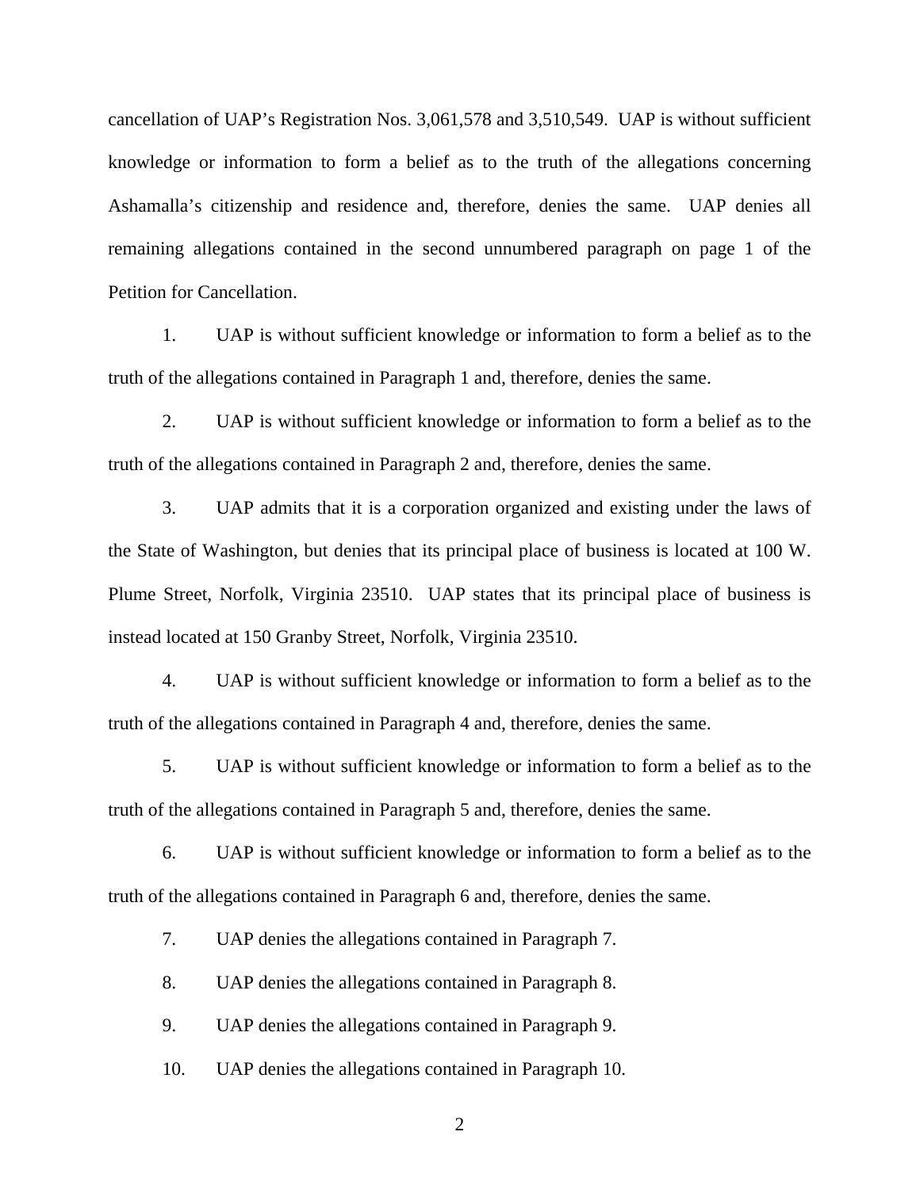cancellation of UAP's Registration Nos. 3,061,578 and 3,510,549. UAP is without sufficient knowledge or information to form a belief as to the truth of the allegations concerning Ashamalla's citizenship and residence and, therefore, denies the same. UAP denies all remaining allegations contained in the second unnumbered paragraph on page 1 of the Petition for Cancellation.

1. UAP is without sufficient knowledge or information to form a belief as to the truth of the allegations contained in Paragraph 1 and, therefore, denies the same.

2. UAP is without sufficient knowledge or information to form a belief as to the truth of the allegations contained in Paragraph 2 and, therefore, denies the same.

3. UAP admits that it is a corporation organized and existing under the laws of the State of Washington, but denies that its principal place of business is located at 100 W. Plume Street, Norfolk, Virginia 23510. UAP states that its principal place of business is instead located at 150 Granby Street, Norfolk, Virginia 23510.

4. UAP is without sufficient knowledge or information to form a belief as to the truth of the allegations contained in Paragraph 4 and, therefore, denies the same.

5. UAP is without sufficient knowledge or information to form a belief as to the truth of the allegations contained in Paragraph 5 and, therefore, denies the same.

6. UAP is without sufficient knowledge or information to form a belief as to the truth of the allegations contained in Paragraph 6 and, therefore, denies the same.

7. UAP denies the allegations contained in Paragraph 7.

8. UAP denies the allegations contained in Paragraph 8.

9. UAP denies the allegations contained in Paragraph 9.

10. UAP denies the allegations contained in Paragraph 10.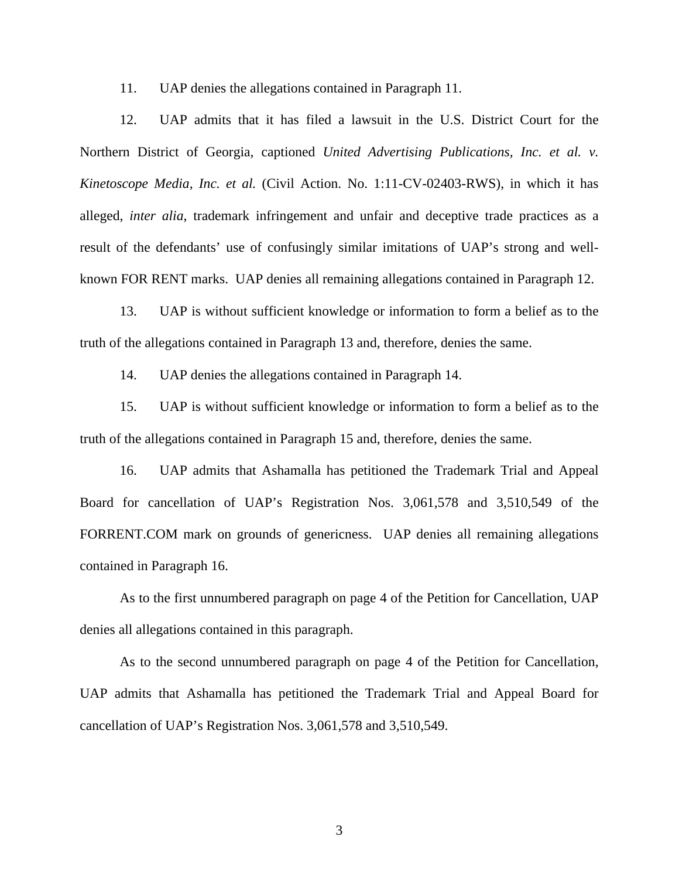11. UAP denies the allegations contained in Paragraph 11.

12. UAP admits that it has filed a lawsuit in the U.S. District Court for the Northern District of Georgia, captioned *United Advertising Publications, Inc. et al. v. Kinetoscope Media, Inc. et al.* (Civil Action. No. 1:11-CV-02403-RWS), in which it has alleged, *inter alia*, trademark infringement and unfair and deceptive trade practices as a result of the defendants' use of confusingly similar imitations of UAP's strong and well-known FOR RENT marks. UAP denies all remaining allegations contained in Paragraph 12.

13. UAP is without sufficient knowledge or information to form a belief as to the truth of the allegations contained in Paragraph 13 and, therefore, denies the same.

14. UAP denies the allegations contained in Paragraph 14.

15. UAP is without sufficient knowledge or information to form a belief as to the truth of the allegations contained in Paragraph 15 and, therefore, denies the same.

16. UAP admits that Ashamalla has petitioned the Trademark Trial and Appeal Board for cancellation of UAP's Registration Nos. 3,061,578 and 3,510,549 of the FORRENT.COM mark on grounds of genericness. UAP denies all remaining allegations contained in Paragraph 16.

As to the first unnumbered paragraph on page 4 of the Petition for Cancellation, UAP denies all allegations contained in this paragraph.

As to the second unnumbered paragraph on page 4 of the Petition for Cancellation, UAP admits that Ashamalla has petitioned the Trademark Trial and Appeal Board for cancellation of UAP's Registration Nos. 3,061,578 and 3,510,549.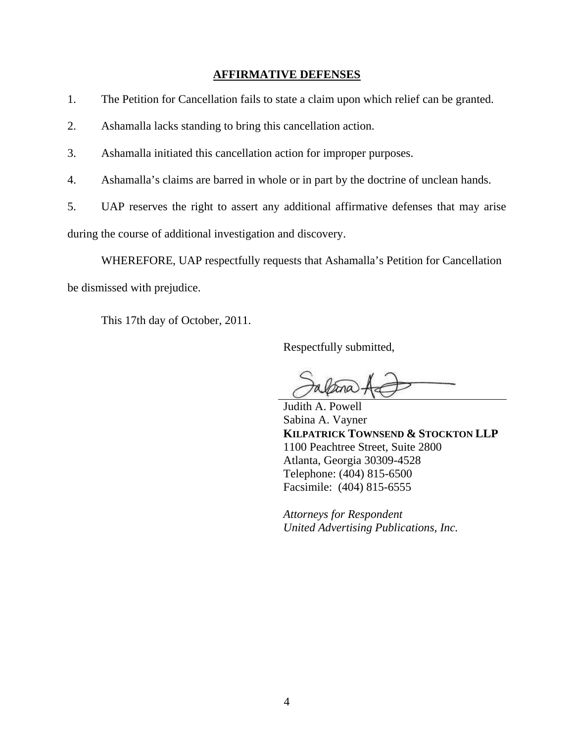## AFFIRMATIVE DEFENSES

1. The Petition for Cancellation fails to state a claim upon which relief can be granted.

2. Ashamalla lacks standing to bring this cancellation action.

3. Ashamalla initiated this cancellation action for improper purposes.

4. Ashamalla's claims are barred in whole or in part by the doctrine of unclean hands.

5. UAP reserves the right to assert any additional affirmative defenses that may arise during the course of additional investigation and discovery.

WHEREFORE, UAP respectfully requests that Ashamalla's Petition for Cancellation be dismissed with prejudice.

This 17th day of October, 2011.

Respectfully submitted,

Judith A. Powell
Sabina A. Vayner
**KILPATRICK TOWNSEND & STOCKTON LLP**
1100 Peachtree Street, Suite 2800
Atlanta, Georgia 30309-4528
Telephone: (404) 815-6500
Facsimile: (404) 815-6555

*Attorneys for Respondent*
*United Advertising Publications, Inc.*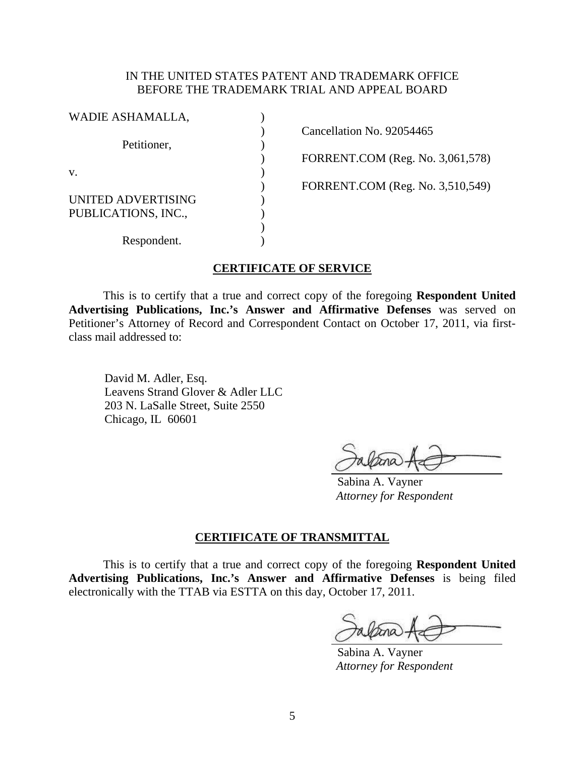IN THE UNITED STATES PATENT AND TRADEMARK OFFICE
BEFORE THE TRADEMARK TRIAL AND APPEAL BOARD

| | | |
|---|---|---|
| WADIE ASHAMALLA, | ) | |
| | ) | Cancellation No. 92054465 |
| Petitioner, | ) | |
| | ) | FORRENT.COM (Reg. No. 3,061,578) |
| v. | ) | |
| | ) | FORRENT.COM (Reg. No. 3,510,549) |
| UNITED ADVERTISING | ) | |
| PUBLICATIONS, INC., | ) | |
| | ) | |
| Respondent. | ) | |

## CERTIFICATE OF SERVICE

This is to certify that a true and correct copy of the foregoing **Respondent United Advertising Publications, Inc.'s Answer and Affirmative Defenses** was served on Petitioner's Attorney of Record and Correspondent Contact on October 17, 2011, via first-class mail addressed to:

David M. Adler, Esq.
Leavens Strand Glover & Adler LLC
203 N. LaSalle Street, Suite 2550
Chicago, IL 60601

Sabina A. Vayner
*Attorney for Respondent*

## CERTIFICATE OF TRANSMITTAL

This is to certify that a true and correct copy of the foregoing **Respondent United Advertising Publications, Inc.'s Answer and Affirmative Defenses** is being filed electronically with the TTAB via ESTTA on this day, October 17, 2011.

Sabina A. Vayner
*Attorney for Respondent*